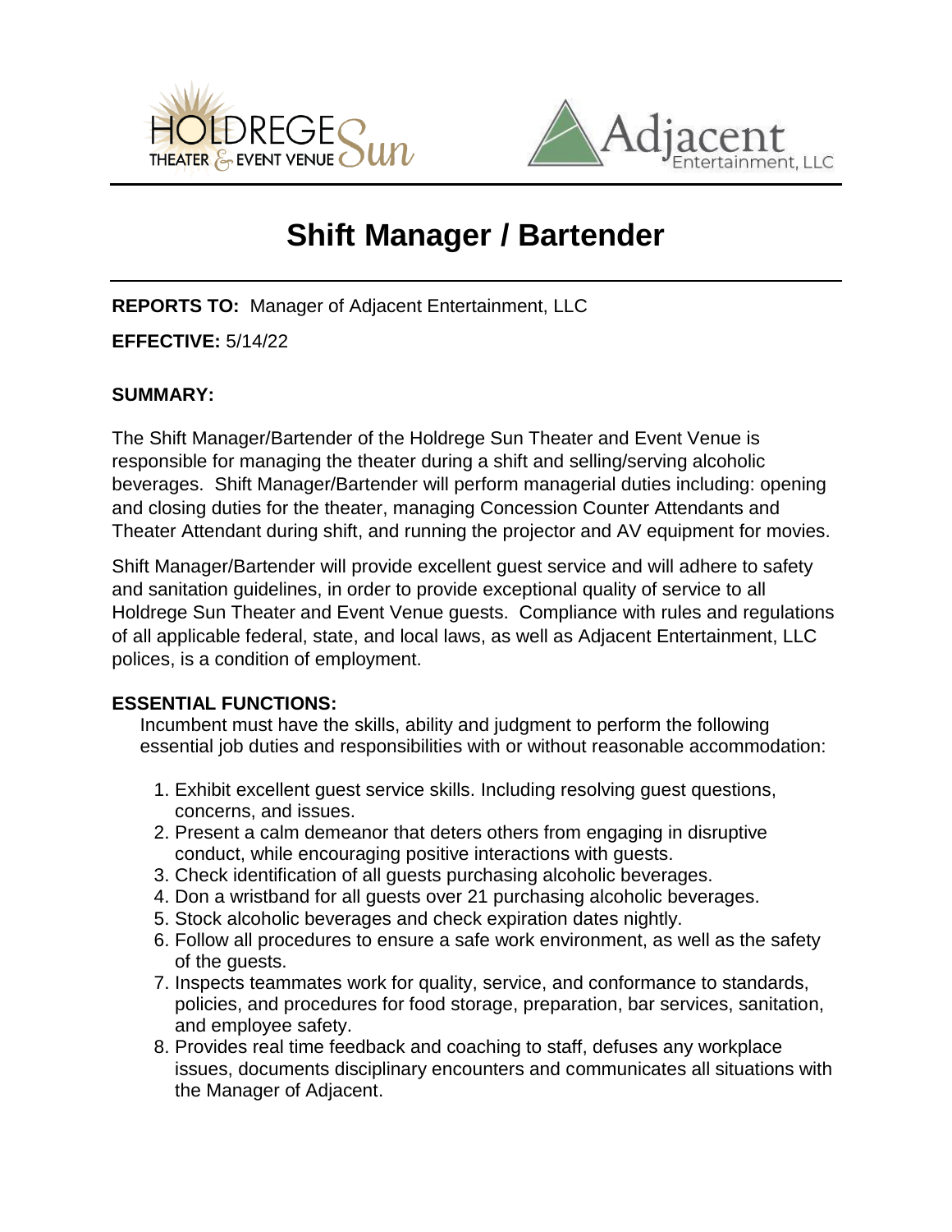# Shift Manager / Bartender

**REPORTS TO:** Manager of Adjacent Entertainment, LLC

**EFFECTIVE:** 5/14/22

**SUMMARY:**

The Shift Manager/Bartender of the Holdrege Sun Theater and Event Venue is responsible for managing the theater during a shift and selling/serving alcoholic beverages. Shift Manager/Bartender will perform managerial duties including: opening and closing duties for the theater, managing Concession Counter Attendants and Theater Attendant during shift, and running the projector and AV equipment for movies.

Shift Manager/Bartender will provide excellent guest service and will adhere to safety and sanitation guidelines, in order to provide exceptional quality of service to all Holdrege Sun Theater and Event Venue guests. Compliance with rules and regulations of all applicable federal, state, and local laws, as well as Adjacent Entertainment, LLC polices, is a condition of employment.

**ESSENTIAL FUNCTIONS:**

Incumbent must have the skills, ability and judgment to perform the following essential job duties and responsibilities with or without reasonable accommodation:

1. Exhibit excellent guest service skills. Including resolving guest questions, concerns, and issues.
2. Present a calm demeanor that deters others from engaging in disruptive conduct, while encouraging positive interactions with guests.
3. Check identification of all guests purchasing alcoholic beverages.
4. Don a wristband for all guests over 21 purchasing alcoholic beverages.
5. Stock alcoholic beverages and check expiration dates nightly.
6. Follow all procedures to ensure a safe work environment, as well as the safety of the guests.
7. Inspects teammates work for quality, service, and conformance to standards, policies, and procedures for food storage, preparation, bar services, sanitation, and employee safety.
8. Provides real time feedback and coaching to staff, defuses any workplace issues, documents disciplinary encounters and communicates all situations with the Manager of Adjacent.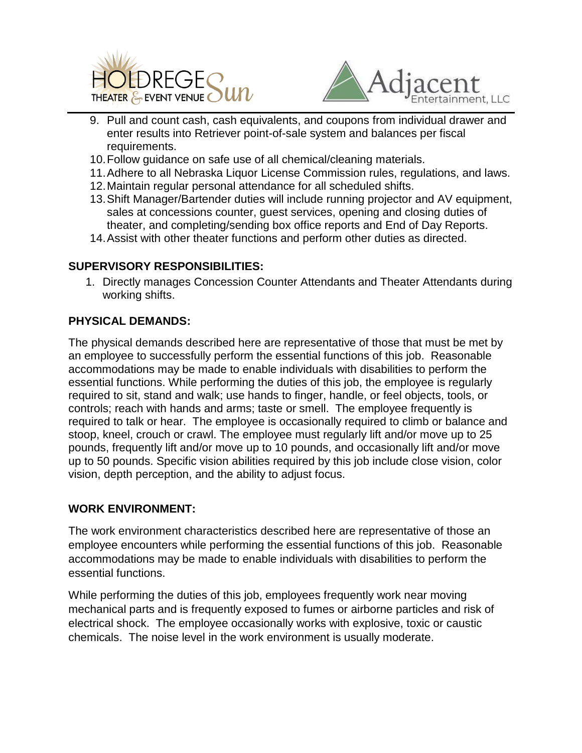9. Pull and count cash, cash equivalents, and coupons from individual drawer and enter results into Retriever point-of-sale system and balances per fiscal requirements.
10. Follow guidance on safe use of all chemical/cleaning materials.
11. Adhere to all Nebraska Liquor License Commission rules, regulations, and laws.
12. Maintain regular personal attendance for all scheduled shifts.
13. Shift Manager/Bartender duties will include running projector and AV equipment, sales at concessions counter, guest services, opening and closing duties of theater, and completing/sending box office reports and End of Day Reports.
14. Assist with other theater functions and perform other duties as directed.

**SUPERVISORY RESPONSIBILITIES:**

1. Directly manages Concession Counter Attendants and Theater Attendants during working shifts.

**PHYSICAL DEMANDS:**

The physical demands described here are representative of those that must be met by an employee to successfully perform the essential functions of this job. Reasonable accommodations may be made to enable individuals with disabilities to perform the essential functions. While performing the duties of this job, the employee is regularly required to sit, stand and walk; use hands to finger, handle, or feel objects, tools, or controls; reach with hands and arms; taste or smell. The employee frequently is required to talk or hear. The employee is occasionally required to climb or balance and stoop, kneel, crouch or crawl. The employee must regularly lift and/or move up to 25 pounds, frequently lift and/or move up to 10 pounds, and occasionally lift and/or move up to 50 pounds. Specific vision abilities required by this job include close vision, color vision, depth perception, and the ability to adjust focus.

**WORK ENVIRONMENT:**

The work environment characteristics described here are representative of those an employee encounters while performing the essential functions of this job. Reasonable accommodations may be made to enable individuals with disabilities to perform the essential functions.

While performing the duties of this job, employees frequently work near moving mechanical parts and is frequently exposed to fumes or airborne particles and risk of electrical shock. The employee occasionally works with explosive, toxic or caustic chemicals. The noise level in the work environment is usually moderate.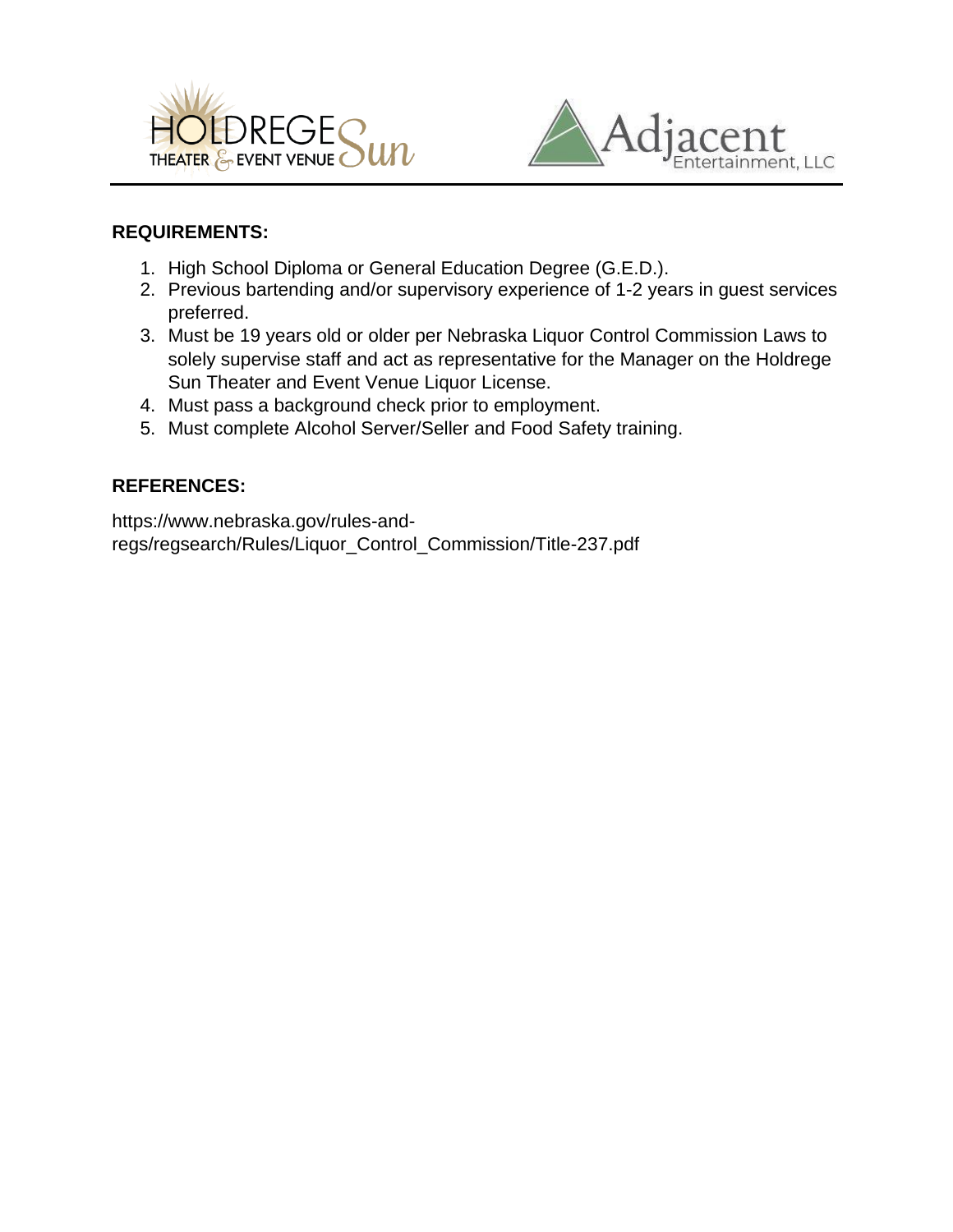**REQUIREMENTS:**

1. High School Diploma or General Education Degree (G.E.D.).
2. Previous bartending and/or supervisory experience of 1-2 years in guest services preferred.
3. Must be 19 years old or older per Nebraska Liquor Control Commission Laws to solely supervise staff and act as representative for the Manager on the Holdrege Sun Theater and Event Venue Liquor License.
4. Must pass a background check prior to employment.
5. Must complete Alcohol Server/Seller and Food Safety training.

**REFERENCES:**

https://www.nebraska.gov/rules-and-regs/regsearch/Rules/Liquor_Control_Commission/Title-237.pdf